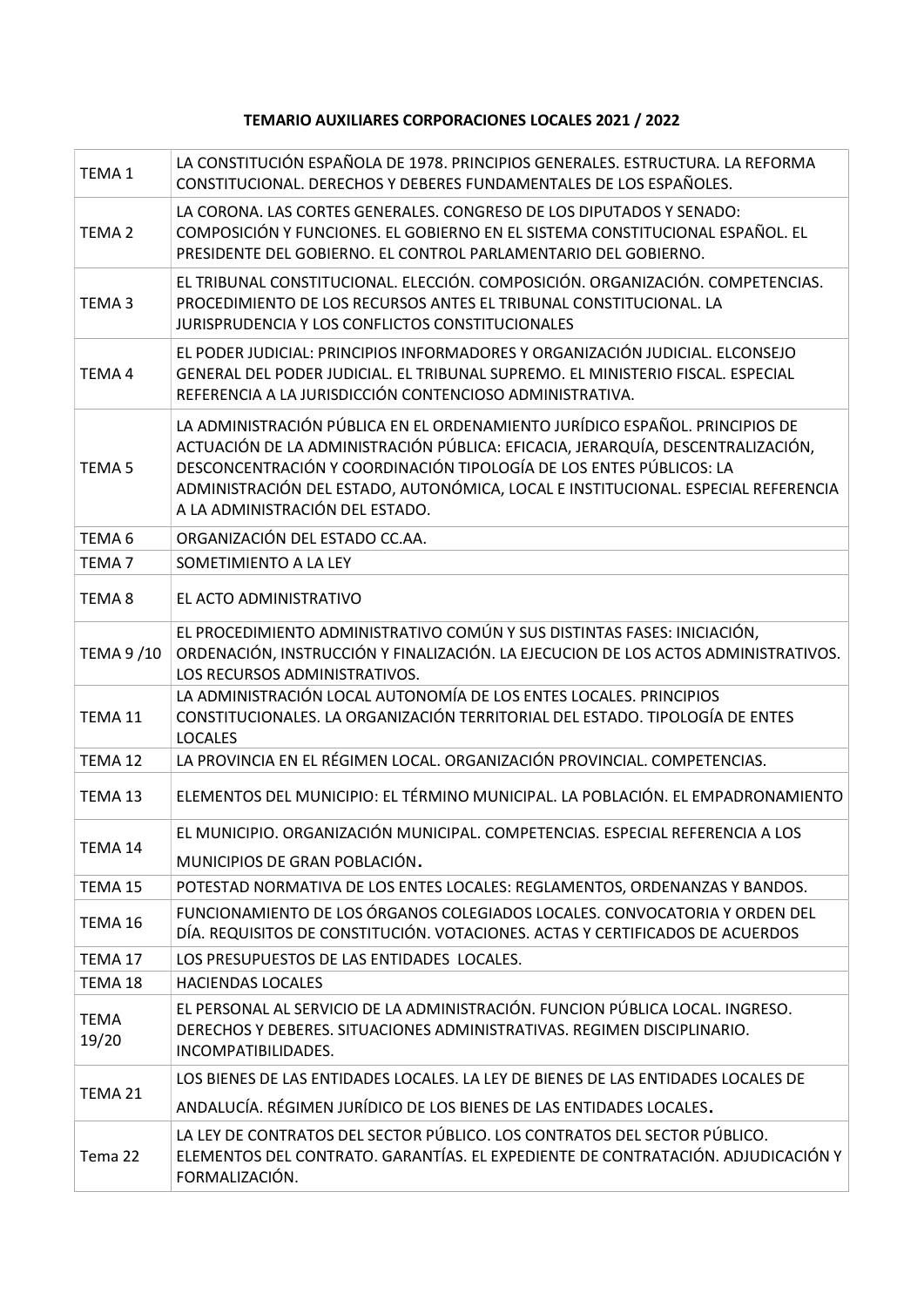**TEMARIO AUXILIARES CORPORACIONES LOCALES 2021 / 2022**

| | |
|---|---|
| TEMA 1 | LA CONSTITUCIÓN ESPAÑOLA DE 1978. PRINCIPIOS GENERALES. ESTRUCTURA. LA REFORMA CONSTITUCIONAL. DERECHOS Y DEBERES FUNDAMENTALES DE LOS ESPAÑOLES. |
| TEMA 2 | LA CORONA. LAS CORTES GENERALES. CONGRESO DE LOS DIPUTADOS Y SENADO: COMPOSICIÓN Y FUNCIONES. EL GOBIERNO EN EL SISTEMA CONSTITUCIONAL ESPAÑOL. EL PRESIDENTE DEL GOBIERNO. EL CONTROL PARLAMENTARIO DEL GOBIERNO. |
| TEMA 3 | EL TRIBUNAL CONSTITUCIONAL. ELECCIÓN. COMPOSICIÓN. ORGANIZACIÓN. COMPETENCIAS. PROCEDIMIENTO DE LOS RECURSOS ANTES EL TRIBUNAL CONSTITUCIONAL. LA JURISPRUDENCIA Y LOS CONFLICTOS CONSTITUCIONALES |
| TEMA 4 | EL PODER JUDICIAL: PRINCIPIOS INFORMADORES Y ORGANIZACIÓN JUDICIAL. ELCONSEJO GENERAL DEL PODER JUDICIAL. EL TRIBUNAL SUPREMO. EL MINISTERIO FISCAL. ESPECIAL REFERENCIA A LA JURISDICCIÓN CONTENCIOSO ADMINISTRATIVA. |
| TEMA 5 | LA ADMINISTRACIÓN PÚBLICA EN EL ORDENAMIENTO JURÍDICO ESPAÑOL. PRINCIPIOS DE ACTUACIÓN DE LA ADMINISTRACIÓN PÚBLICA: EFICACIA, JERARQUÍA, DESCENTRALIZACIÓN, DESCONCENTRACIÓN Y COORDINACIÓN TIPOLOGÍA DE LOS ENTES PÚBLICOS: LA ADMINISTRACIÓN DEL ESTADO, AUTONÓMICA, LOCAL E INSTITUCIONAL. ESPECIAL REFERENCIA A LA ADMINISTRACIÓN DEL ESTADO. |
| TEMA 6 | ORGANIZACIÓN DEL ESTADO CC.AA. |
| TEMA 7 | SOMETIMIENTO A LA LEY |
| TEMA 8 | EL ACTO ADMINISTRATIVO |
| TEMA 9 /10 | EL PROCEDIMIENTO ADMINISTRATIVO COMÚN Y SUS DISTINTAS FASES: INICIACIÓN, ORDENACIÓN, INSTRUCCIÓN Y FINALIZACIÓN. LA EJECUCION DE LOS ACTOS ADMINISTRATIVOS. LOS RECURSOS ADMINISTRATIVOS. |
| TEMA 11 | LA ADMINISTRACIÓN LOCAL AUTONOMÍA DE LOS ENTES LOCALES. PRINCIPIOS CONSTITUCIONALES. LA ORGANIZACIÓN TERRITORIAL DEL ESTADO. TIPOLOGÍA DE ENTES LOCALES |
| TEMA 12 | LA PROVINCIA EN EL RÉGIMEN LOCAL. ORGANIZACIÓN PROVINCIAL. COMPETENCIAS. |
| TEMA 13 | ELEMENTOS DEL MUNICIPIO: EL TÉRMINO MUNICIPAL. LA POBLACIÓN. EL EMPADRONAMIENTO |
| TEMA 14 | EL MUNICIPIO. ORGANIZACIÓN MUNICIPAL. COMPETENCIAS. ESPECIAL REFERENCIA A LOS MUNICIPIOS DE GRAN POBLACIÓN. |
| TEMA 15 | POTESTAD NORMATIVA DE LOS ENTES LOCALES: REGLAMENTOS, ORDENANZAS Y BANDOS. |
| TEMA 16 | FUNCIONAMIENTO DE LOS ÓRGANOS COLEGIADOS LOCALES. CONVOCATORIA Y ORDEN DEL DÍA. REQUISITOS DE CONSTITUCIÓN. VOTACIONES. ACTAS Y CERTIFICADOS DE ACUERDOS |
| TEMA 17 | LOS PRESUPUESTOS DE LAS ENTIDADES LOCALES. |
| TEMA 18 | HACIENDAS LOCALES |
| TEMA 19/20 | EL PERSONAL AL SERVICIO DE LA ADMINISTRACIÓN. FUNCION PÚBLICA LOCAL. INGRESO. DERECHOS Y DEBERES. SITUACIONES ADMINISTRATIVAS. REGIMEN DISCIPLINARIO. INCOMPATIBILIDADES. |
| TEMA 21 | LOS BIENES DE LAS ENTIDADES LOCALES. LA LEY DE BIENES DE LAS ENTIDADES LOCALES DE ANDALUCÍA. RÉGIMEN JURÍDICO DE LOS BIENES DE LAS ENTIDADES LOCALES. |
| Tema 22 | LA LEY DE CONTRATOS DEL SECTOR PÚBLICO. LOS CONTRATOS DEL SECTOR PÚBLICO. ELEMENTOS DEL CONTRATO. GARANTÍAS. EL EXPEDIENTE DE CONTRATACIÓN. ADJUDICACIÓN Y FORMALIZACIÓN. |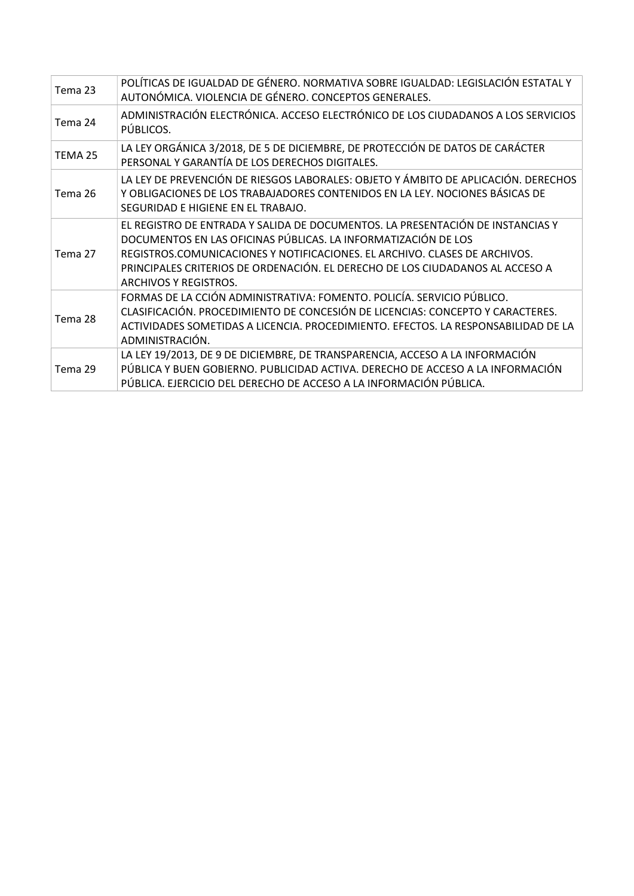| | |
|---|---|
| Tema 23 | POLÍTICAS DE IGUALDAD DE GÉNERO. NORMATIVA SOBRE IGUALDAD: LEGISLACIÓN ESTATAL Y AUTONÓMICA. VIOLENCIA DE GÉNERO. CONCEPTOS GENERALES. |
| Tema 24 | ADMINISTRACIÓN ELECTRÓNICA. ACCESO ELECTRÓNICO DE LOS CIUDADANOS A LOS SERVICIOS PÚBLICOS. |
| TEMA 25 | LA LEY ORGÁNICA 3/2018, DE 5 DE DICIEMBRE, DE PROTECCIÓN DE DATOS DE CARÁCTER PERSONAL Y GARANTÍA DE LOS DERECHOS DIGITALES. |
| Tema 26 | LA LEY DE PREVENCIÓN DE RIESGOS LABORALES: OBJETO Y ÁMBITO DE APLICACIÓN. DERECHOS Y OBLIGACIONES DE LOS TRABAJADORES CONTENIDOS EN LA LEY. NOCIONES BÁSICAS DE SEGURIDAD E HIGIENE EN EL TRABAJO. |
| Tema 27 | EL REGISTRO DE ENTRADA Y SALIDA DE DOCUMENTOS. LA PRESENTACIÓN DE INSTANCIAS Y DOCUMENTOS EN LAS OFICINAS PÚBLICAS. LA INFORMATIZACIÓN DE LOS REGISTROS.COMUNICACIONES Y NOTIFICACIONES. EL ARCHIVO. CLASES DE ARCHIVOS. PRINCIPALES CRITERIOS DE ORDENACIÓN. EL DERECHO DE LOS CIUDADANOS AL ACCESO A ARCHIVOS Y REGISTROS. |
| Tema 28 | FORMAS DE LA CCIÓN ADMINISTRATIVA: FOMENTO. POLICÍA. SERVICIO PÚBLICO. CLASIFICACIÓN. PROCEDIMIENTO DE CONCESIÓN DE LICENCIAS: CONCEPTO Y CARACTERES. ACTIVIDADES SOMETIDAS A LICENCIA. PROCEDIMIENTO. EFECTOS. LA RESPONSABILIDAD DE LA ADMINISTRACIÓN. |
| Tema 29 | LA LEY 19/2013, DE 9 DE DICIEMBRE, DE TRANSPARENCIA, ACCESO A LA INFORMACIÓN PÚBLICA Y BUEN GOBIERNO. PUBLICIDAD ACTIVA. DERECHO DE ACCESO A LA INFORMACIÓN PÚBLICA. EJERCICIO DEL DERECHO DE ACCESO A LA INFORMACIÓN PÚBLICA. |